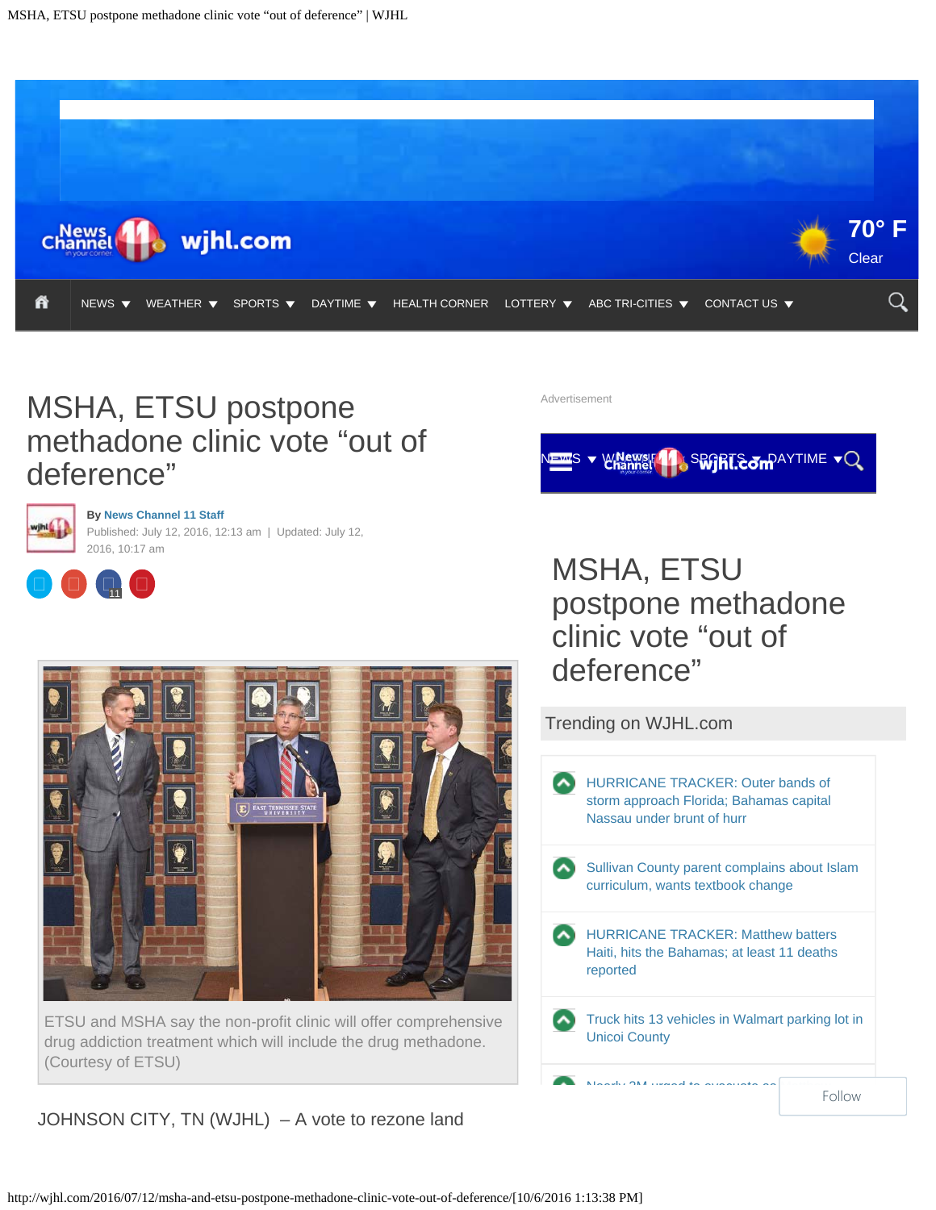# MSHA, ETSU postpone methadone clinic vote "out of deference"

By News Channel 11 Staff

Published: July 12, 2016, 12:13 am | Updated: July 12, 2016, 10:17 am

ETSU and MSHA say the non-profit clinic will offer comprehensive drug addiction treatment which will include the drug methadone. (Courtesy of ETSU)

JOHNSON CITY, TN (WJHL) – A vote to rezone land

## Trending on WJHL.com

- HURRICANE TRACKER: Outer bands of storm approach Florida; Bahamas capital Nassau under brunt of hurr
- Sullivan County parent complains about Islam curriculum, wants textbook change
- HURRICANE TRACKER: Matthew batters Haiti, hits the Bahamas; at least 11 deaths reported
- Truck hits 13 vehicles in Walmart parking lot in Unicoi County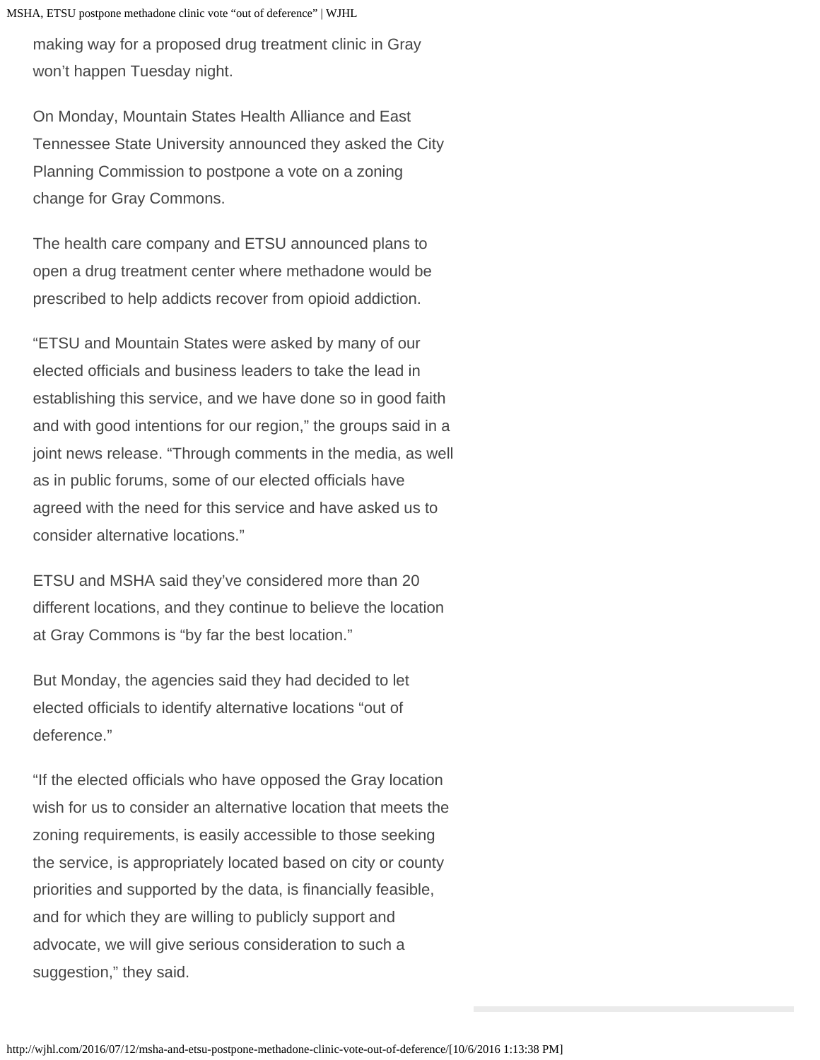making way for a proposed drug treatment clinic in Gray won't happen Tuesday night.

On Monday, Mountain States Health Alliance and East Tennessee State University announced they asked the City Planning Commission to postpone a vote on a zoning change for Gray Commons.

The health care company and ETSU announced plans to open a drug treatment center where methadone would be prescribed to help addicts recover from opioid addiction.

"ETSU and Mountain States were asked by many of our elected officials and business leaders to take the lead in establishing this service, and we have done so in good faith and with good intentions for our region," the groups said in a joint news release. "Through comments in the media, as well as in public forums, some of our elected officials have agreed with the need for this service and have asked us to consider alternative locations."

ETSU and MSHA said they've considered more than 20 different locations, and they continue to believe the location at Gray Commons is "by far the best location."

But Monday, the agencies said they had decided to let elected officials to identify alternative locations "out of deference."

"If the elected officials who have opposed the Gray location wish for us to consider an alternative location that meets the zoning requirements, is easily accessible to those seeking the service, is appropriately located based on city or county priorities and supported by the data, is financially feasible, and for which they are willing to publicly support and advocate, we will give serious consideration to such a suggestion," they said.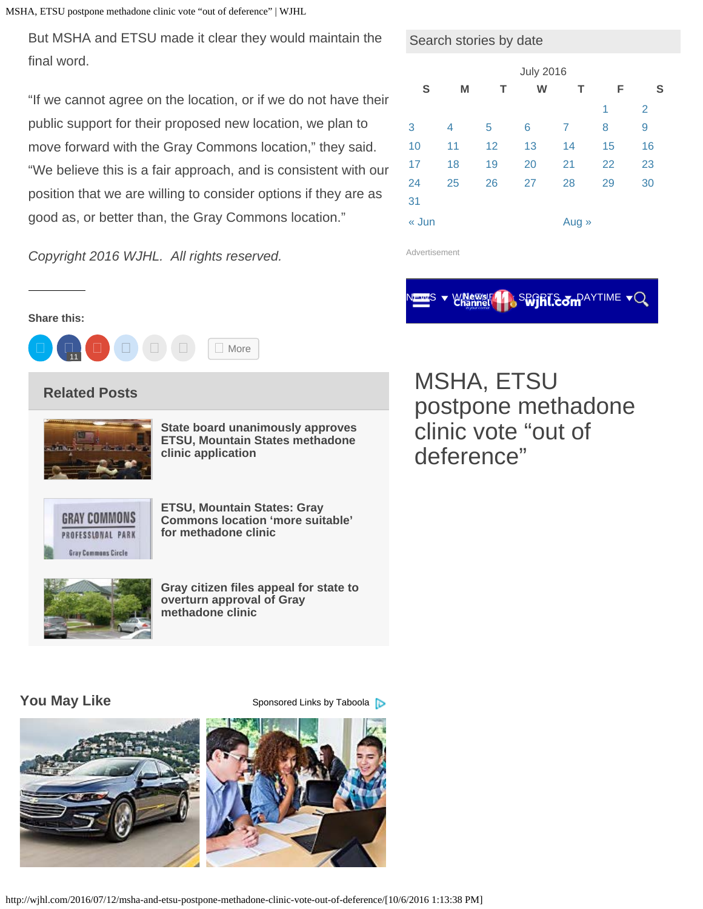But MSHA and ETSU made it clear they would maintain the final word.

"If we cannot agree on the location, or if we do not have their public support for their proposed new location, we plan to move forward with the Gray Commons location," they said. "We believe this is a fair approach, and is consistent with our position that we are willing to consider options if they are as good as, or better than, the Gray Commons location."

*Copyright 2016 WJHL. All rights reserved.*

---

**Share this:**

11 More

## Related Posts

**State board unanimously approves ETSU, Mountain States methadone clinic application**

**ETSU, Mountain States: Gray Commons location 'more suitable' for methadone clinic**

**Gray citizen files appeal for state to overturn approval of Gray methadone clinic**

## You May Like

Sponsored Links by Taboola

Search stories by date

July 2016

| S | M | T | W | T | F | S |
|---|---|---|---|---|---|---|
| | | | | | 1 | 2 |
| 3 | 4 | 5 | 6 | 7 | 8 | 9 |
| 10 | 11 | 12 | 13 | 14 | 15 | 16 |
| 17 | 18 | 19 | 20 | 21 | 22 | 23 |
| 24 | 25 | 26 | 27 | 28 | 29 | 30 |
| 31 | | | | | | |

« Jun Aug »

Advertisement

NEWS ▼ WEATHER SPORTS ▼ DAYTIME ▼

# MSHA, ETSU postpone methadone clinic vote "out of deference"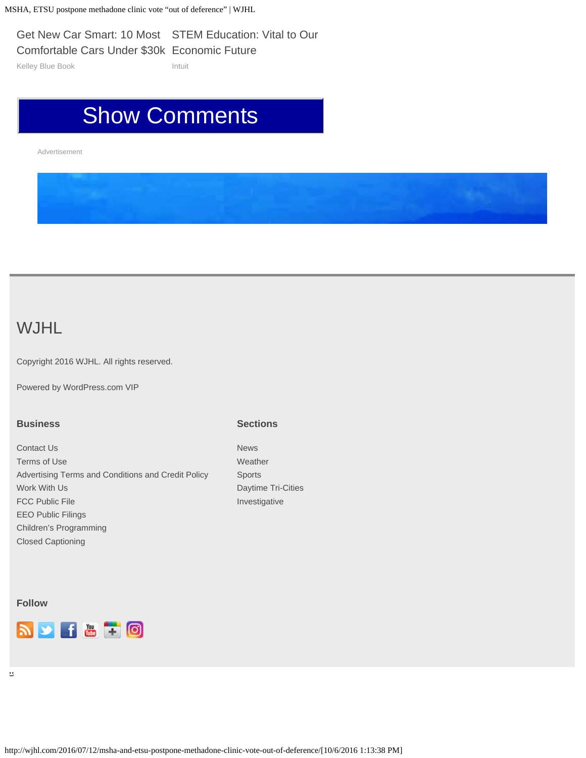Get New Car Smart: 10 Most Comfortable Cars Under $30k
Kelley Blue Book

STEM Education: Vital to Our Economic Future
Intuit

Show Comments

Advertisement

# WJHL

Copyright 2016 WJHL. All rights reserved.

Powered by WordPress.com VIP

### Business

Contact Us
Terms of Use
Advertising Terms and Conditions and Credit Policy
Work With Us
FCC Public File
EEO Public Filings
Children's Programming
Closed Captioning

### Sections

News
Weather
Sports
Daytime Tri-Cities
Investigative

### Follow